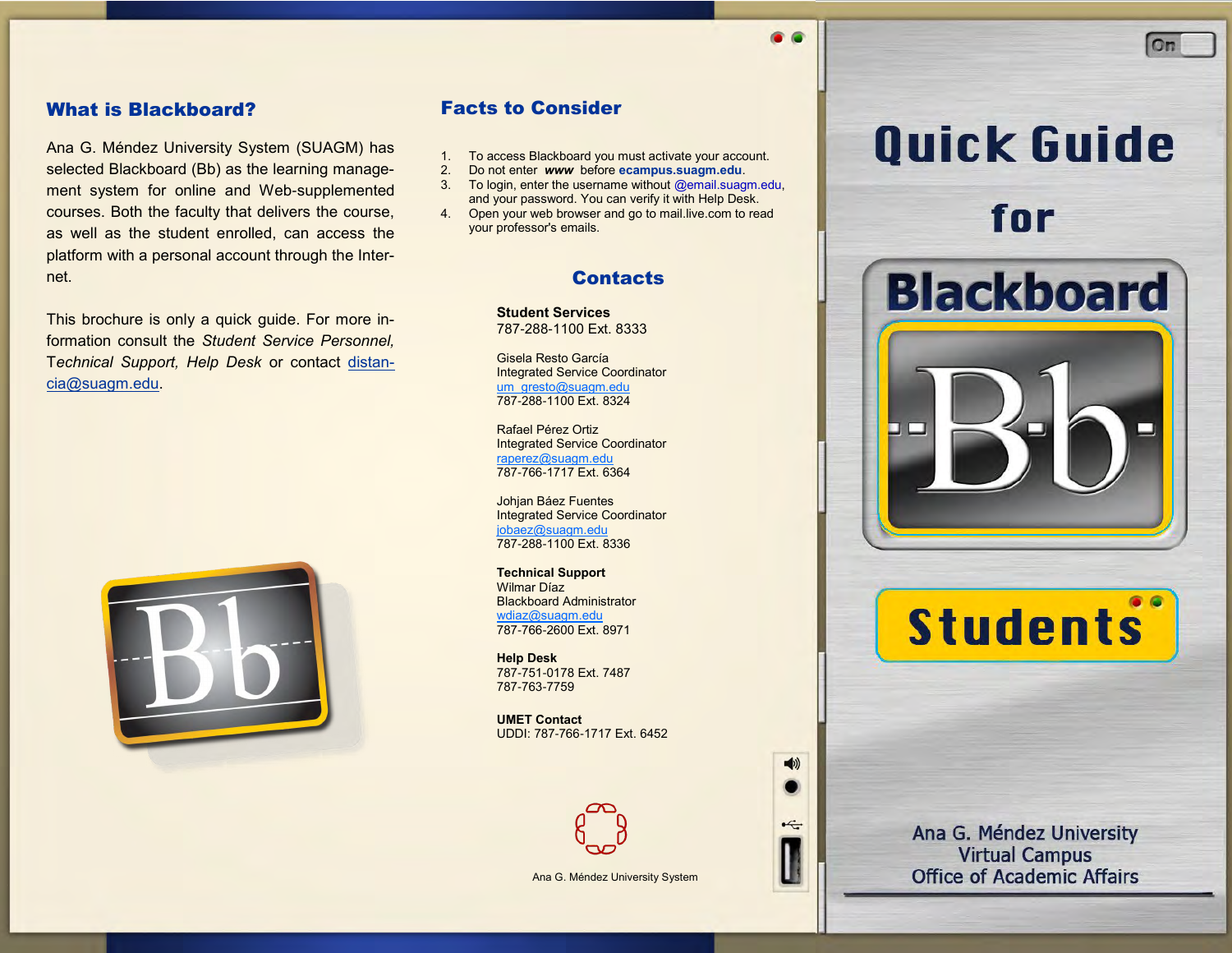## What is Blackboard?

Ana G. Méndez University System (SUAGM) has selected Blackboard (Bb) as the learning management system for online and Web-supplemented courses. Both the faculty that delivers the course, as well as the student enrolled, can access the platform with a personal account through the Internet.

This brochure is only a quick guide. For more information consult the *Student Service Personnel, Technical Support, Help Desk* or contact distancia@suagm.edu.

## Facts to Consider

1. To access Blackboard you must activate your account.
2. Do not enter ***www*** before **ecampus.suagm.edu**.
3. To login, enter the username without @email.suagm.edu, and your password. You can verify it with Help Desk.
4. Open your web browser and go to mail.live.com to read your professor's emails.

## Contacts

**Student Services**
787-288-1100 Ext. 8333

Gisela Resto García
Integrated Service Coordinator
um_gresto@suagm.edu
787-288-1100 Ext. 8324

Rafael Pérez Ortiz
Integrated Service Coordinator
raperez@suagm.edu
787-766-1717 Ext. 6364

Johjan Báez Fuentes
Integrated Service Coordinator
jobaez@suagm.edu
787-288-1100 Ext. 8336

**Technical Support**
Wilmar Díaz
Blackboard Administrator
wdiaz@suagm.edu
787-766-2600 Ext. 8971

**Help Desk**
787-751-0178 Ext. 7487
787-763-7759

**UMET Contact**
UDDI: 787-766-1717 Ext. 6452

Ana G. Méndez University System

# Quick Guide for Blackboard Students

Ana G. Méndez University
Virtual Campus
Office of Academic Affairs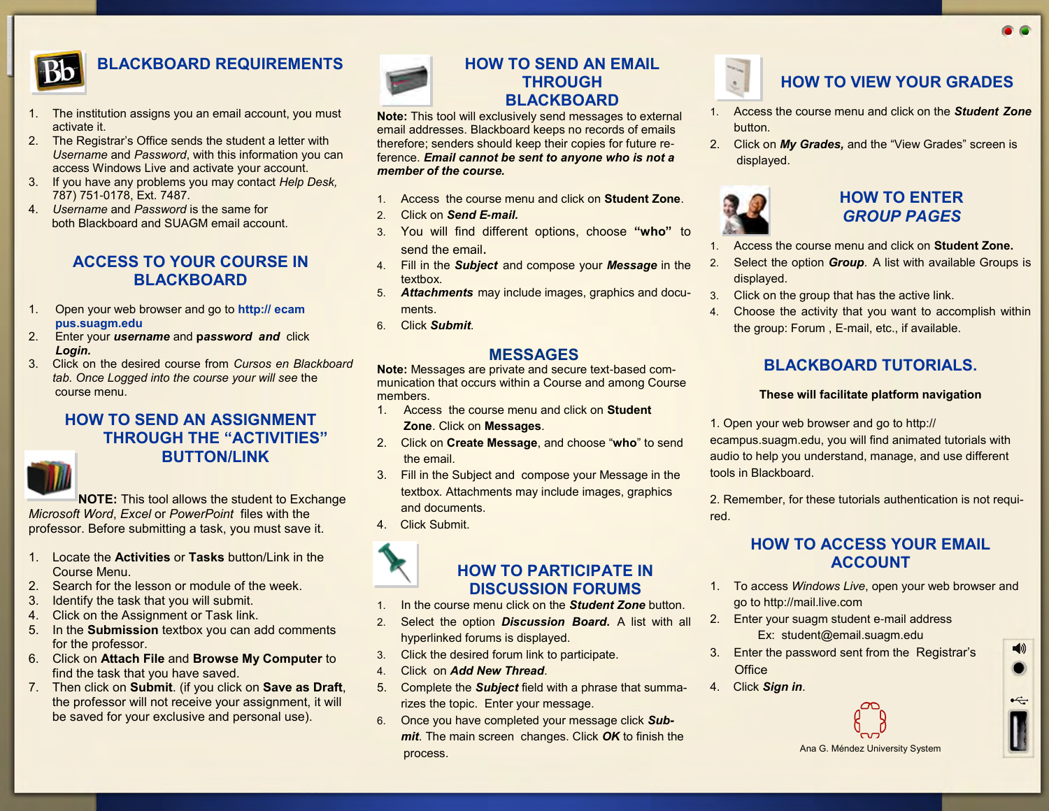## BLACKBOARD REQUIREMENTS

1. The institution assigns you an email account, you must activate it.
2. The Registrar's Office sends the student a letter with *Username* and *Password*, with this information you can access Windows Live and activate your account.
3. If you have any problems you may contact *Help Desk,* 787) 751-0178, Ext. 7487.
4. *Username* and *Password* is the same for both Blackboard and SUAGM email account.

## ACCESS TO YOUR COURSE IN BLACKBOARD

1. Open your web browser and go to **http:// ecampus.suagm.edu**
2. Enter your ***username*** and **password** ***and*** click ***Login.***
3. Click on the desired course from *Cursos en Blackboard tab. Once Logged into the course your will see* the course menu.

## HOW TO SEND AN ASSIGNMENT THROUGH THE "ACTIVITIES" BUTTON/LINK

**NOTE:** This tool allows the student to Exchange *Microsoft Word*, *Excel* or *PowerPoint* files with the professor. Before submitting a task, you must save it.

1. Locate the **Activities** or **Tasks** button/Link in the Course Menu.
2. Search for the lesson or module of the week.
3. Identify the task that you will submit.
4. Click on the Assignment or Task link.
5. In the **Submission** textbox you can add comments for the professor.
6. Click on **Attach File** and **Browse My Computer** to find the task that you have saved.
7. Then click on **Submit**. (if you click on **Save as Draft**, the professor will not receive your assignment, it will be saved for your exclusive and personal use).

## HOW TO SEND AN EMAIL THROUGH BLACKBOARD

**Note:** This tool will exclusively send messages to external email addresses. Blackboard keeps no records of emails therefore; senders should keep their copies for future reference. ***Email cannot be sent to anyone who is not a member of the course.***

1. Access the course menu and click on **Student Zone**.
2. Click on ***Send E-mail.***
3. You will find different options, choose **"who"** to send the email.
4. Fill in the ***Subject*** and compose your ***Message*** in the textbox.
5. ***Attachments*** may include images, graphics and documents.
6. Click ***Submit***.

## MESSAGES

**Note:** Messages are private and secure text-based communication that occurs within a Course and among Course members.

1. Access the course menu and click on **Student Zone**. Click on **Messages**.
2. Click on **Create Message**, and choose "**who**" to send the email.
3. Fill in the Subject and compose your Message in the textbox. Attachments may include images, graphics and documents.
4. Click Submit.

## HOW TO PARTICIPATE IN DISCUSSION FORUMS

1. In the course menu click on the ***Student Zone*** button.
2. Select the option ***Discussion Board.*** A list with all hyperlinked forums is displayed.
3. Click the desired forum link to participate.
4. Click on ***Add New Thread***.
5. Complete the ***Subject*** field with a phrase that summarizes the topic. Enter your message.
6. Once you have completed your message click ***Submit***. The main screen changes. Click ***OK*** to finish the process.

## HOW TO VIEW YOUR GRADES

1. Access the course menu and click on the ***Student Zone*** button.
2. Click on ***My Grades,*** and the "View Grades" screen is displayed.

## HOW TO ENTER *GROUP PAGES*

1. Access the course menu and click on **Student Zone.**
2. Select the option ***Group***. A list with available Groups is displayed.
3. Click on the group that has the active link.
4. Choose the activity that you want to accomplish within the group: Forum , E-mail, etc., if available.

## BLACKBOARD TUTORIALS.

**These will facilitate platform navigation**

1. Open your web browser and go to http:// ecampus.suagm.edu, you will find animated tutorials with audio to help you understand, manage, and use different tools in Blackboard.

2. Remember, for these tutorials authentication is not required.

## HOW TO ACCESS YOUR EMAIL ACCOUNT

1. To access *Windows Live*, open your web browser and go to http://mail.live.com
2. Enter your suagm student e-mail address Ex: student@email.suagm.edu
3. Enter the password sent from the Registrar's Office
4. Click ***Sign in***.

Ana G. Méndez University System